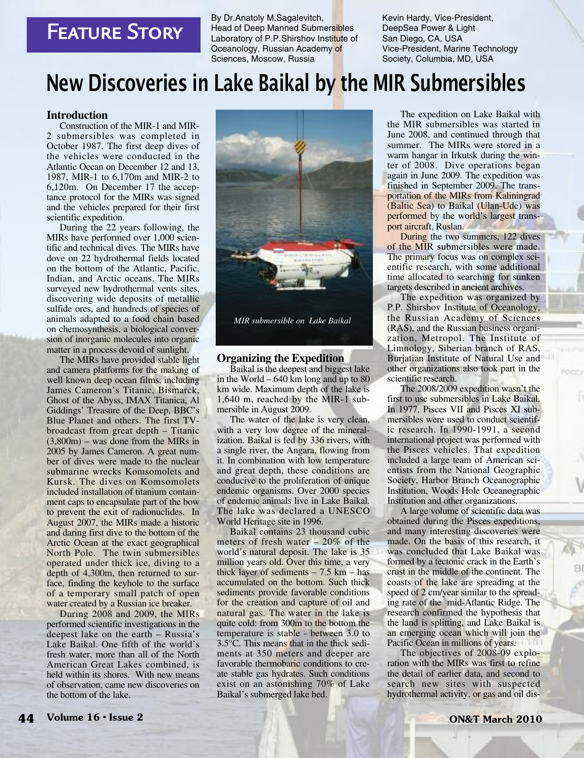# Feature Story

By Dr.Anatoly M.Sagalevitch, Head of Deep Manned Submersibles Laboratory of P.P.Shirshov Institute of Oceanology, Russian Academy of Sciences, Moscow, Russia

Kevin Hardy, Vice-President, DeepSea Power & Light San Diego, CA, USA Vice-President, Marine Technology Society, Columbia, MD, USA

# New Discoveries in Lake Baikal by the MIR Submersibles

## Introduction

Construction of the MIR-1 and MIR-2 submersibles was completed in October 1987. The first deep dives of the vehicles were conducted in the Atlantic Ocean on December 12 and 13, 1987, MIR-1 to 6,170m and MIR-2 to 6,120m. On December 17 the acceptance protocol for the MIRs was signed and the vehicles prepared for their first scientific expedition.

During the 22 years following, the MIRs have performed over 1,000 scientific and technical dives. The MIRs have dove on 22 hydrothermal fields located on the bottom of the Atlantic, Pacific, Indian, and Arctic oceans. The MIRs surveyed new hydrothermal vents sites, discovering wide deposits of metallic sulfide ores, and hundreds of species of animals adapted to a food chain based on chemosynthesis, a biological conversion of inorganic molecules into organic matter in a process devoid of sunlight.

The MIRs have provided stable light and camera platforms for the making of well known deep ocean films, including James Cameron's Titanic, Bismarck, Ghost of the Abyss, IMAX Titanica, Al Giddings' Treasure of the Deep, BBC's Blue Planet and others. The first TV-broadcast from great depth – Titanic (3,800m) – was done from the MIRs in 2005 by James Cameron. A great number of dives were made to the nuclear submarine wrecks Komsomolets and Kursk. The dives on Komsomolets included installation of titanium containment caps to encapsulate part of the bow to prevent the exit of radionuclides. In August 2007, the MIRs made a historic and daring first dive to the bottom of the Arctic Ocean at the exact geographical North Pole. The twin submersibles operated under thick ice, diving to a depth of 4,300m, then returned to surface, finding the keyhole to the surface of a temporary small patch of open water created by a Russian ice breaker.

During 2008 and 2009, the MIRs performed scientific investigations in the deepest lake on the earth – Russia's Lake Baikal. One fifth of the world's fresh water, more than all of the North American Great Lakes combined, is held within its shores. With new means of observation, came new discoveries on the bottom of the lake.

*MIR submersible on Lake Baikal*

## Organizing the Expedition

Baikal is the deepest and biggest lake in the World – 640 km long and up to 80 km wide. Maximum depth of the lake is 1,640 m, reached by the MIR-1 submersible in August 2009.

The water of the lake is very clean, with a very low degree of the mineralization. Baikal is fed by 336 rivers, with a single river, the Angara, flowing from it. In combination with low temperature and great depth, these conditions are conducive to the proliferation of unique endemic organisms. Over 2000 species of endemic animals live in Lake Baikal. The lake was declared a UNESCO World Heritage site in 1996.

Baikal contains 23 thousand cubic meters of fresh water – 20% of the world's natural deposit. The lake is 35 million years old. Over this time, a very thick layer of sediments – 7.5 km – has accumulated on the bottom. Such thick sediments provide favorable conditions for the creation and capture of oil and natural gas. The water in the lake is quite cold: from 300m to the bottom the temperature is stable - between 3.0 to 3.5°C. This means that in the thick sediments at 350 meters and deeper are favorable thermobaric conditions to create stable gas hydrates. Such conditions exist on an astonishing 70% of Lake Baikal's submerged lake bed.

The expedition on Lake Baikal with the MIR submersibles was started in June 2008, and continued through that summer. The MIRs were stored in a warm hangar in Irkutsk during the winter of 2008. Dive operations began again in June 2009. The expedition was finished in September 2009. The transportation of the MIRs from Kaliningrad (Baltic Sea) to Baikal (Ulan-Ude) was performed by the world's largest transport aircraft, Ruslan.

During the two summers, 122 dives of the MIR submersibles were made. The primary focus was on complex scientific research, with some additional time allocated to searching for sunken targets described in ancient archives.

The expedition was organized by P.P. Shirshov Institute of Oceanology, the Russian Academy of Sciences (RAS), and the Russian business organization, Metropol. The Institute of Limnology, Siberian branch of RAS, Burjatian Institute of Natural Use and other organizations also took part in the scientific research.

The 2008/2009 expedition wasn't the first to use submersibles in Lake Baikal. In 1977, Pisces VII and Pisces XI submersibles were used to conduct scientific research. In 1990-1991, a second international project was performed with the Pisces vehicles. That expedition included a large team of American scientists from the National Geographic Society, Harbor Branch Oceanographic Institution, Woods Hole Oceanographic Institution and other organizations.

A large volume of scientific data was obtained during the Pisces expeditions, and many interesting discoveries were made. On the basis of this research, it was concluded that Lake Baikal was formed by a tectonic crack in the Earth's crust in the middle of the continent. The coasts of the lake are spreading at the speed of 2 cm/year similar to the spreading rate of the mid-Atlantic Ridge. The research confirmed the hypothesis that the land is splitting, and Lake Baikal is an emerging ocean which will join the Pacific Ocean in millions of years.

The objectives of 2008-09 exploration with the MIRs was first to refine the detail of earlier data, and second to search new sites with suspected hydrothermal activity, or gas and oil dis-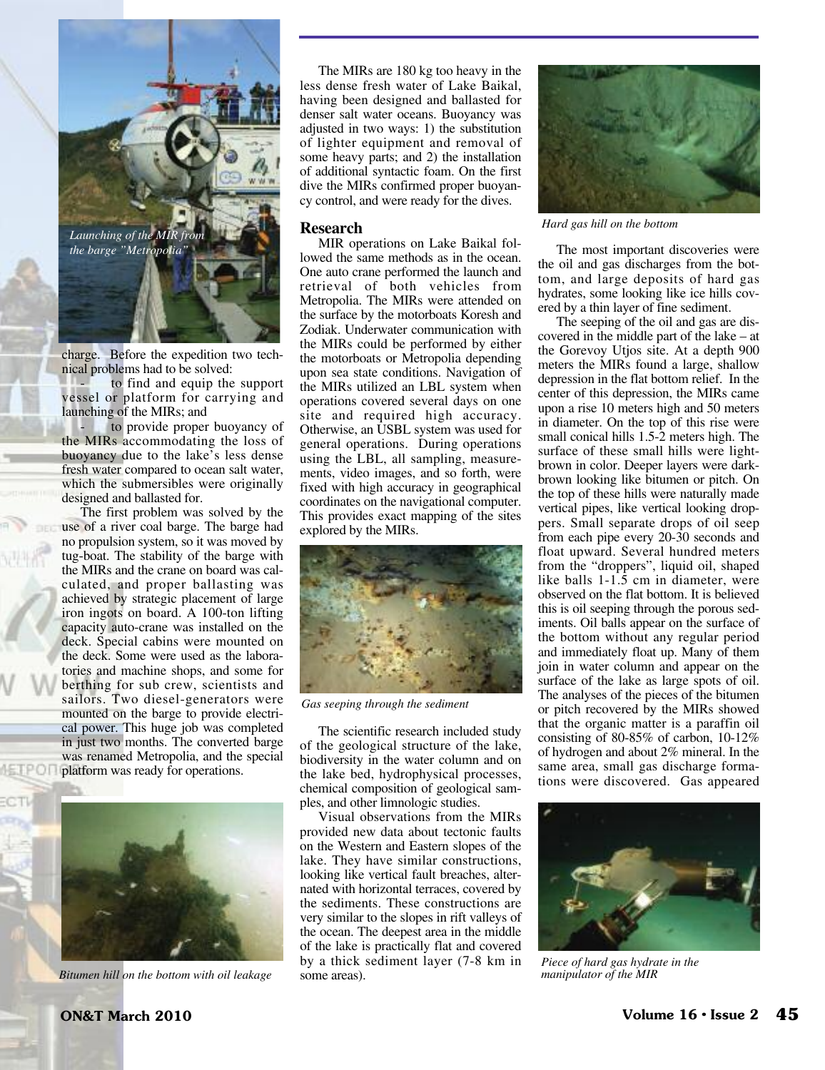*Launching of the MIR from the barge "Metropolia"*

charge. Before the expedition two technical problems had to be solved:

- to find and equip the support vessel or platform for carrying and launching of the MIRs; and
- to provide proper buoyancy of the MIRs accommodating the loss of buoyancy due to the lake's less dense fresh water compared to ocean salt water, which the submersibles were originally designed and ballasted for.

The first problem was solved by the use of a river coal barge. The barge had no propulsion system, so it was moved by tug-boat. The stability of the barge with the MIRs and the crane on board was calculated, and proper ballasting was achieved by strategic placement of large iron ingots on board. A 100-ton lifting capacity auto-crane was installed on the deck. Special cabins were mounted on the deck. Some were used as the laboratories and machine shops, and some for berthing for sub crew, scientists and sailors. Two diesel-generators were mounted on the barge to provide electrical power. This huge job was completed in just two months. The converted barge was renamed Metropolia, and the special platform was ready for operations.

*Bitumen hill on the bottom with oil leakage*

The MIRs are 180 kg too heavy in the less dense fresh water of Lake Baikal, having been designed and ballasted for denser salt water oceans. Buoyancy was adjusted in two ways: 1) the substitution of lighter equipment and removal of some heavy parts; and 2) the installation of additional syntactic foam. On the first dive the MIRs confirmed proper buoyancy control, and were ready for the dives.

## Research

MIR operations on Lake Baikal followed the same methods as in the ocean. One auto crane performed the launch and retrieval of both vehicles from Metropolia. The MIRs were attended on the surface by the motorboats Koresh and Zodiak. Underwater communication with the MIRs could be performed by either the motorboats or Metropolia depending upon sea state conditions. Navigation of the MIRs utilized an LBL system when operations covered several days on one site and required high accuracy. Otherwise, an USBL system was used for general operations. During operations using the LBL, all sampling, measurements, video images, and so forth, were fixed with high accuracy in geographical coordinates on the navigational computer. This provides exact mapping of the sites explored by the MIRs.

*Gas seeping through the sediment*

The scientific research included study of the geological structure of the lake, biodiversity in the water column and on the lake bed, hydrophysical processes, chemical composition of geological samples, and other limnologic studies.

Visual observations from the MIRs provided new data about tectonic faults on the Western and Eastern slopes of the lake. They have similar constructions, looking like vertical fault breaches, alternated with horizontal terraces, covered by the sediments. These constructions are very similar to the slopes in rift valleys of the ocean. The deepest area in the middle of the lake is practically flat and covered by a thick sediment layer (7-8 km in some areas).

*Hard gas hill on the bottom*

The most important discoveries were the oil and gas discharges from the bottom, and large deposits of hard gas hydrates, some looking like ice hills covered by a thin layer of fine sediment.

The seeping of the oil and gas are discovered in the middle part of the lake – at the Gorevoy Utjos site. At a depth 900 meters the MIRs found a large, shallow depression in the flat bottom relief. In the center of this depression, the MIRs came upon a rise 10 meters high and 50 meters in diameter. On the top of this rise were small conical hills 1.5-2 meters high. The surface of these small hills were light-brown in color. Deeper layers were dark-brown looking like bitumen or pitch. On the top of these hills were naturally made vertical pipes, like vertical looking droppers. Small separate drops of oil seep from each pipe every 20-30 seconds and float upward. Several hundred meters from the "droppers", liquid oil, shaped like balls 1-1.5 cm in diameter, were observed on the flat bottom. It is believed this is oil seeping through the porous sediments. Oil balls appear on the surface of the bottom without any regular period and immediately float up. Many of them join in water column and appear on the surface of the lake as large spots of oil. The analyses of the pieces of the bitumen or pitch recovered by the MIRs showed that the organic matter is a paraffin oil consisting of 80-85% of carbon, 10-12% of hydrogen and about 2% mineral. In the same area, small gas discharge formations were discovered. Gas appeared

*Piece of hard gas hydrate in the manipulator of the MIR*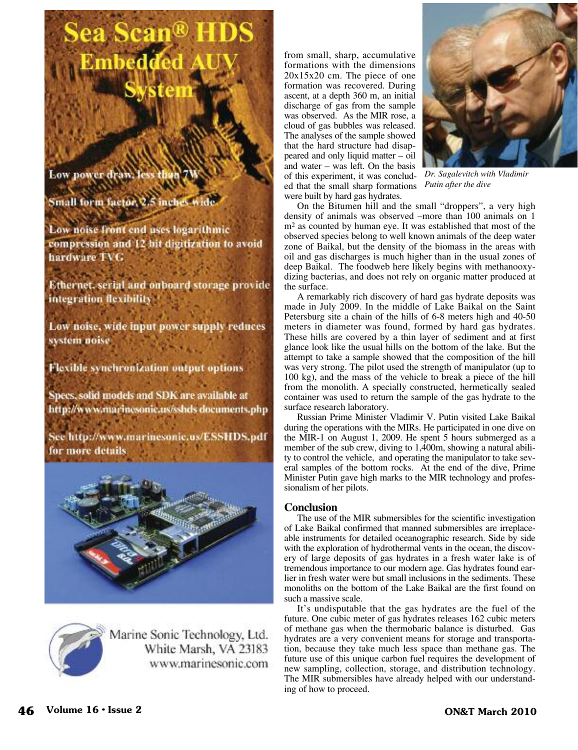# Sea Scan® HDS Embedded AUV System

Low power draw, less than 7W

Small form factor, 2.5 inches wide

Low noise front end uses logarithmic compression and 12 bit digitization to avoid hardware TVG

Ethernet, serial and onboard storage provide integration flexibility

Low noise, wide input power supply reduces system noise

Flexible synchronization output options

Specs, solid models and SDK are available at http://www.marinesonic.us/sshds documents.php

See http://www.marinesonic.us/ESSHDS.pdf for more details

Marine Sonic Technology, Ltd.
White Marsh, VA 23183
www.marinesonic.com

---

from small, sharp, accumulative formations with the dimensions 20x15x20 cm. The piece of one formation was recovered. During ascent, at a depth 360 m, an initial discharge of gas from the sample was observed. As the MIR rose, a cloud of gas bubbles was released. The analyses of the sample showed that the hard structure had disappeared and only liquid matter – oil and water – was left. On the basis of this experiment, it was concluded that the small sharp formations were built by hard gas hydrates.

*Dr. Sagalevitch with Vladimir Putin after the dive*

On the Bitumen hill and the small "droppers", a very high density of animals was observed –more than 100 animals on 1 $m^2$ as counted by human eye. It was established that most of the observed species belong to well known animals of the deep water zone of Baikal, but the density of the biomass in the areas with oil and gas discharges is much higher than in the usual zones of deep Baikal. The foodweb here likely begins with methanooxydizing bacterias, and does not rely on organic matter produced at the surface.

A remarkably rich discovery of hard gas hydrate deposits was made in July 2009. In the middle of Lake Baikal on the Saint Petersburg site a chain of the hills of 6-8 meters high and 40-50 meters in diameter was found, formed by hard gas hydrates. These hills are covered by a thin layer of sediment and at first glance look like the usual hills on the bottom of the lake. But the attempt to take a sample showed that the composition of the hill was very strong. The pilot used the strength of manipulator (up to 100 kg), and the mass of the vehicle to break a piece of the hill from the monolith. A specially constructed, hermetically sealed container was used to return the sample of the gas hydrate to the surface research laboratory.

Russian Prime Minister Vladimir V. Putin visited Lake Baikal during the operations with the MIRs. He participated in one dive on the MIR-1 on August 1, 2009. He spent 5 hours submerged as a member of the sub crew, diving to 1,400m, showing a natural ability to control the vehicle, and operating the manipulator to take several samples of the bottom rocks. At the end of the dive, Prime Minister Putin gave high marks to the MIR technology and professionalism of her pilots.

## Conclusion

The use of the MIR submersibles for the scientific investigation of Lake Baikal confirmed that manned submersibles are irreplaceable instruments for detailed oceanographic research. Side by side with the exploration of hydrothermal vents in the ocean, the discovery of large deposits of gas hydrates in a fresh water lake is of tremendous importance to our modern age. Gas hydrates found earlier in fresh water were but small inclusions in the sediments. These monoliths on the bottom of the Lake Baikal are the first found on such a massive scale.

It's undisputable that the gas hydrates are the fuel of the future. One cubic meter of gas hydrates releases 162 cubic meters of methane gas when the thermobaric balance is disturbed. Gas hydrates are a very convenient means for storage and transportation, because they take much less space than methane gas. The future use of this unique carbon fuel requires the development of new sampling, collection, storage, and distribution technology. The MIR submersibles have already helped with our understanding of how to proceed.